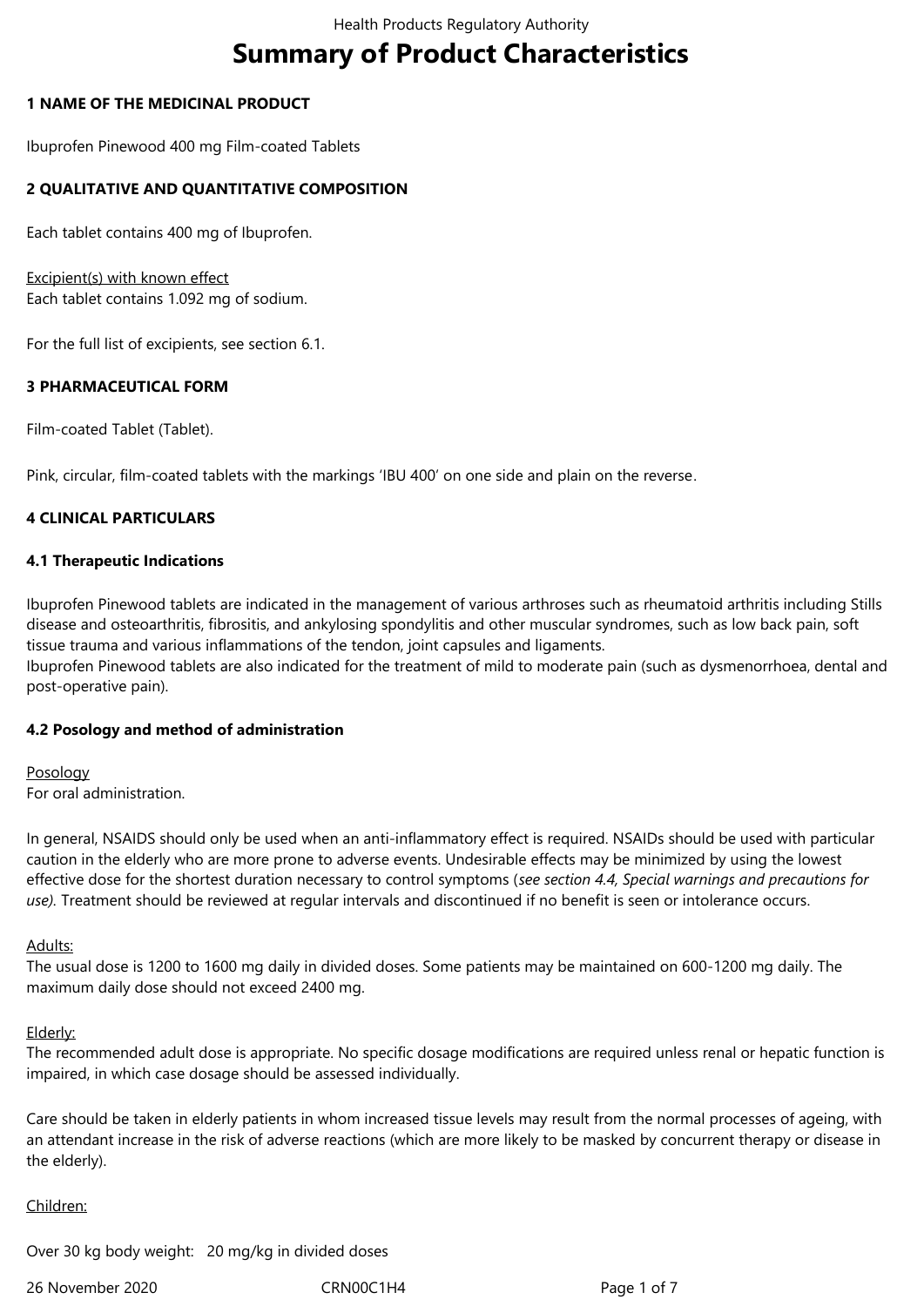# Summary of Product Characteristics

## 1 NAME OF THE MEDICINAL PRODUCT

Ibuprofen Pinewood 400 mg Film-coated Tablets

## 2 QUALITATIVE AND QUANTITATIVE COMPOSITION

Each tablet contains 400 mg of Ibuprofen.

Excipient(s) with known effect
Each tablet contains 1.092 mg of sodium.

For the full list of excipients, see section 6.1.

## 3 PHARMACEUTICAL FORM

Film-coated Tablet (Tablet).

Pink, circular, film-coated tablets with the markings 'IBU 400' on one side and plain on the reverse.

## 4 CLINICAL PARTICULARS

### 4.1 Therapeutic Indications

Ibuprofen Pinewood tablets are indicated in the management of various arthroses such as rheumatoid arthritis including Stills disease and osteoarthritis, fibrositis, and ankylosing spondylitis and other muscular syndromes, such as low back pain, soft tissue trauma and various inflammations of the tendon, joint capsules and ligaments.
Ibuprofen Pinewood tablets are also indicated for the treatment of mild to moderate pain (such as dysmenorrhoea, dental and post-operative pain).

### 4.2 Posology and method of administration

Posology
For oral administration.

In general, NSAIDS should only be used when an anti-inflammatory effect is required. NSAIDs should be used with particular caution in the elderly who are more prone to adverse events. Undesirable effects may be minimized by using the lowest effective dose for the shortest duration necessary to control symptoms (*see section 4.4, Special warnings and precautions for use).* Treatment should be reviewed at regular intervals and discontinued if no benefit is seen or intolerance occurs.

Adults:
The usual dose is 1200 to 1600 mg daily in divided doses. Some patients may be maintained on 600-1200 mg daily. The maximum daily dose should not exceed 2400 mg.

Elderly:
The recommended adult dose is appropriate. No specific dosage modifications are required unless renal or hepatic function is impaired, in which case dosage should be assessed individually.

Care should be taken in elderly patients in whom increased tissue levels may result from the normal processes of ageing, with an attendant increase in the risk of adverse reactions (which are more likely to be masked by concurrent therapy or disease in the elderly).

Children:

Over 30 kg body weight: 20 mg/kg in divided doses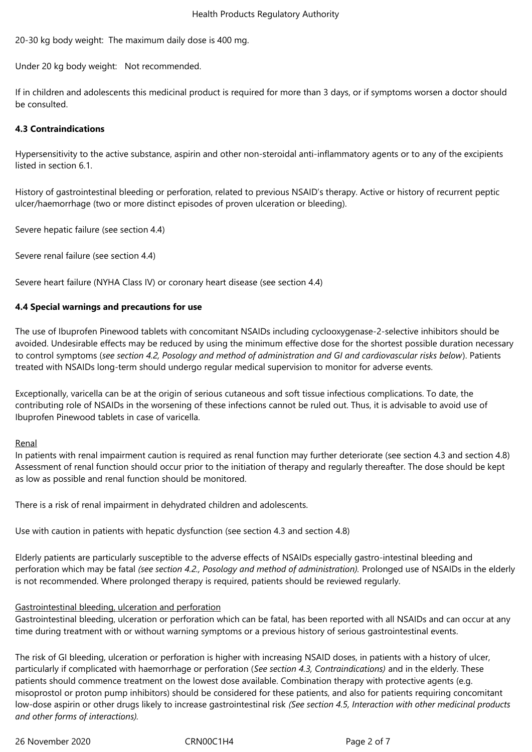20-30 kg body weight: The maximum daily dose is 400 mg.

Under 20 kg body weight: Not recommended.

If in children and adolescents this medicinal product is required for more than 3 days, or if symptoms worsen a doctor should be consulted.

**4.3 Contraindications**

Hypersensitivity to the active substance, aspirin and other non-steroidal anti-inflammatory agents or to any of the excipients listed in section 6.1.

History of gastrointestinal bleeding or perforation, related to previous NSAID's therapy. Active or history of recurrent peptic ulcer/haemorrhage (two or more distinct episodes of proven ulceration or bleeding).

Severe hepatic failure (see section 4.4)

Severe renal failure (see section 4.4)

Severe heart failure (NYHA Class IV) or coronary heart disease (see section 4.4)

**4.4 Special warnings and precautions for use**

The use of Ibuprofen Pinewood tablets with concomitant NSAIDs including cyclooxygenase-2-selective inhibitors should be avoided. Undesirable effects may be reduced by using the minimum effective dose for the shortest possible duration necessary to control symptoms (*see section 4.2, Posology and method of administration and GI and cardiovascular risks below*). Patients treated with NSAIDs long-term should undergo regular medical supervision to monitor for adverse events.

Exceptionally, varicella can be at the origin of serious cutaneous and soft tissue infectious complications. To date, the contributing role of NSAIDs in the worsening of these infections cannot be ruled out. Thus, it is advisable to avoid use of Ibuprofen Pinewood tablets in case of varicella.

Renal

In patients with renal impairment caution is required as renal function may further deteriorate (see section 4.3 and section 4.8) Assessment of renal function should occur prior to the initiation of therapy and regularly thereafter. The dose should be kept as low as possible and renal function should be monitored.

There is a risk of renal impairment in dehydrated children and adolescents.

Use with caution in patients with hepatic dysfunction (see section 4.3 and section 4.8)

Elderly patients are particularly susceptible to the adverse effects of NSAIDs especially gastro-intestinal bleeding and perforation which may be fatal *(see section 4.2., Posology and method of administration).* Prolonged use of NSAIDs in the elderly is not recommended. Where prolonged therapy is required, patients should be reviewed regularly.

Gastrointestinal bleeding, ulceration and perforation

Gastrointestinal bleeding, ulceration or perforation which can be fatal, has been reported with all NSAIDs and can occur at any time during treatment with or without warning symptoms or a previous history of serious gastrointestinal events.

The risk of GI bleeding, ulceration or perforation is higher with increasing NSAID doses, in patients with a history of ulcer, particularly if complicated with haemorrhage or perforation (*See section 4.3, Contraindications)* and in the elderly. These patients should commence treatment on the lowest dose available. Combination therapy with protective agents (e.g. misoprostol or proton pump inhibitors) should be considered for these patients, and also for patients requiring concomitant low-dose aspirin or other drugs likely to increase gastrointestinal risk *(See section 4.5, Interaction with other medicinal products and other forms of interactions).*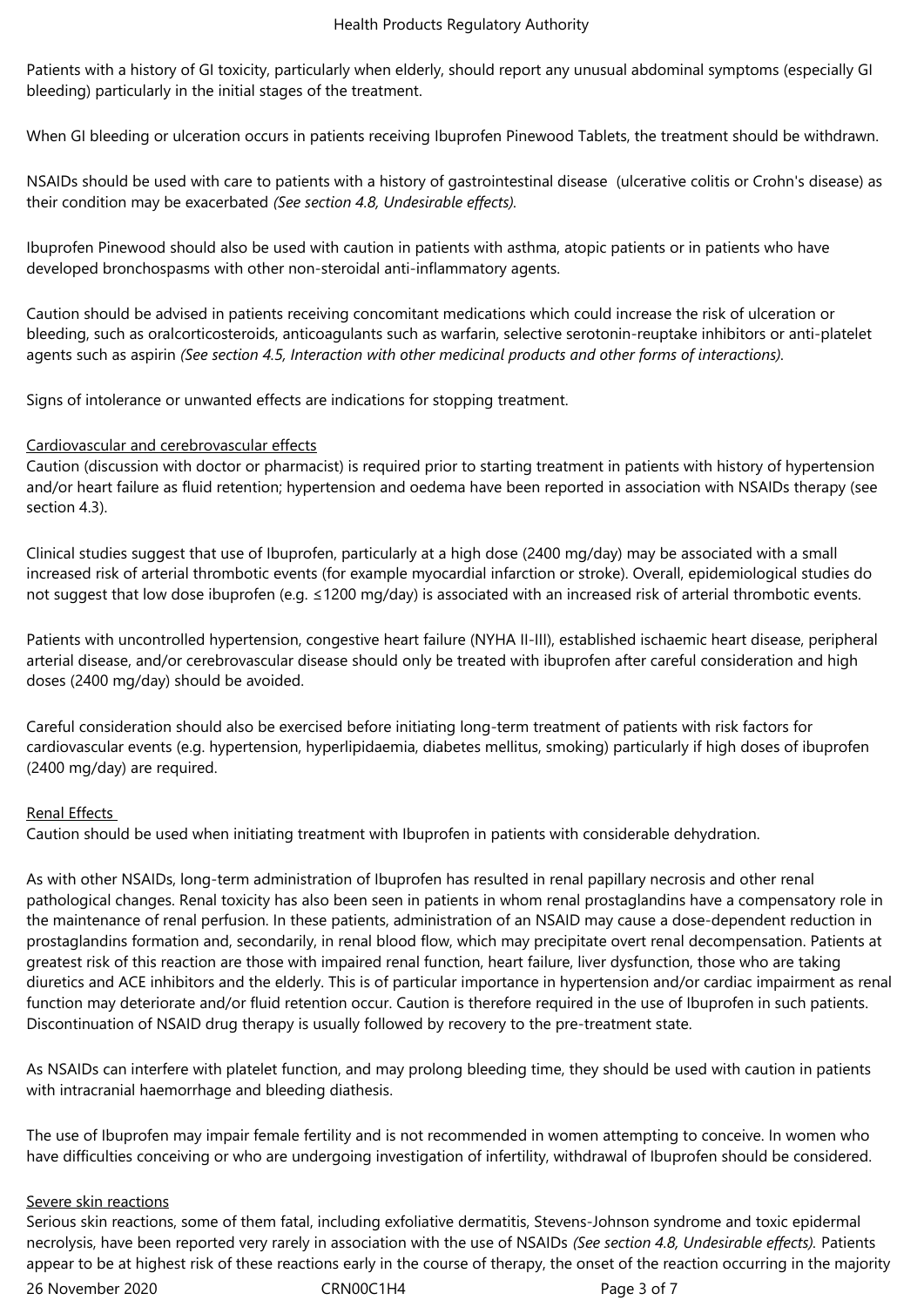Patients with a history of GI toxicity, particularly when elderly, should report any unusual abdominal symptoms (especially GI bleeding) particularly in the initial stages of the treatment.

When GI bleeding or ulceration occurs in patients receiving Ibuprofen Pinewood Tablets, the treatment should be withdrawn.

NSAIDs should be used with care to patients with a history of gastrointestinal disease (ulcerative colitis or Crohn's disease) as their condition may be exacerbated *(See section 4.8, Undesirable effects)*.

Ibuprofen Pinewood should also be used with caution in patients with asthma, atopic patients or in patients who have developed bronchospasms with other non-steroidal anti-inflammatory agents.

Caution should be advised in patients receiving concomitant medications which could increase the risk of ulceration or bleeding, such as oralcorticosteroids, anticoagulants such as warfarin, selective serotonin-reuptake inhibitors or anti-platelet agents such as aspirin *(See section 4.5, Interaction with other medicinal products and other forms of interactions)*.

Signs of intolerance or unwanted effects are indications for stopping treatment.

Cardiovascular and cerebrovascular effects

Caution (discussion with doctor or pharmacist) is required prior to starting treatment in patients with history of hypertension and/or heart failure as fluid retention; hypertension and oedema have been reported in association with NSAIDs therapy (see section 4.3).

Clinical studies suggest that use of Ibuprofen, particularly at a high dose (2400 mg/day) may be associated with a small increased risk of arterial thrombotic events (for example myocardial infarction or stroke). Overall, epidemiological studies do not suggest that low dose ibuprofen (e.g. ≤1200 mg/day) is associated with an increased risk of arterial thrombotic events.

Patients with uncontrolled hypertension, congestive heart failure (NYHA II-III), established ischaemic heart disease, peripheral arterial disease, and/or cerebrovascular disease should only be treated with ibuprofen after careful consideration and high doses (2400 mg/day) should be avoided.

Careful consideration should also be exercised before initiating long-term treatment of patients with risk factors for cardiovascular events (e.g. hypertension, hyperlipidaemia, diabetes mellitus, smoking) particularly if high doses of ibuprofen (2400 mg/day) are required.

Renal Effects

Caution should be used when initiating treatment with Ibuprofen in patients with considerable dehydration.

As with other NSAIDs, long-term administration of Ibuprofen has resulted in renal papillary necrosis and other renal pathological changes. Renal toxicity has also been seen in patients in whom renal prostaglandins have a compensatory role in the maintenance of renal perfusion. In these patients, administration of an NSAID may cause a dose-dependent reduction in prostaglandins formation and, secondarily, in renal blood flow, which may precipitate overt renal decompensation. Patients at greatest risk of this reaction are those with impaired renal function, heart failure, liver dysfunction, those who are taking diuretics and ACE inhibitors and the elderly. This is of particular importance in hypertension and/or cardiac impairment as renal function may deteriorate and/or fluid retention occur. Caution is therefore required in the use of Ibuprofen in such patients. Discontinuation of NSAID drug therapy is usually followed by recovery to the pre-treatment state.

As NSAIDs can interfere with platelet function, and may prolong bleeding time, they should be used with caution in patients with intracranial haemorrhage and bleeding diathesis.

The use of Ibuprofen may impair female fertility and is not recommended in women attempting to conceive. In women who have difficulties conceiving or who are undergoing investigation of infertility, withdrawal of Ibuprofen should be considered.

Severe skin reactions

Serious skin reactions, some of them fatal, including exfoliative dermatitis, Stevens-Johnson syndrome and toxic epidermal necrolysis, have been reported very rarely in association with the use of NSAIDs *(See section 4.8, Undesirable effects).* Patients appear to be at highest risk of these reactions early in the course of therapy, the onset of the reaction occurring in the majority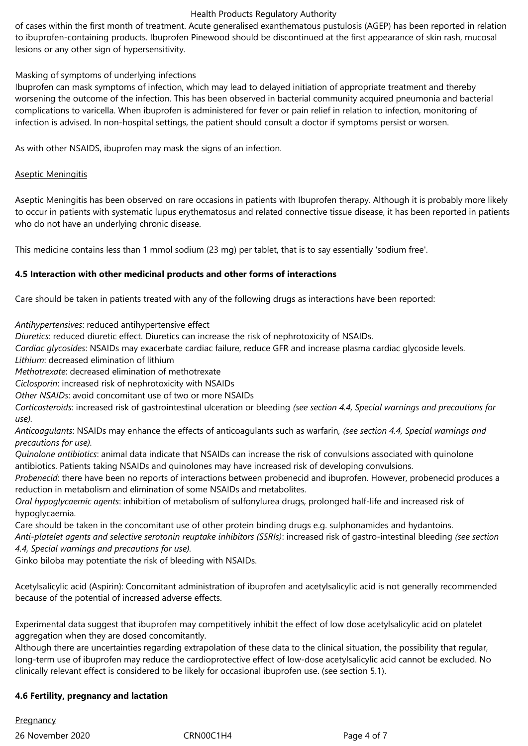of cases within the first month of treatment. Acute generalised exanthematous pustulosis (AGEP) has been reported in relation to ibuprofen-containing products. Ibuprofen Pinewood should be discontinued at the first appearance of skin rash, mucosal lesions or any other sign of hypersensitivity.

Masking of symptoms of underlying infections
Ibuprofen can mask symptoms of infection, which may lead to delayed initiation of appropriate treatment and thereby worsening the outcome of the infection. This has been observed in bacterial community acquired pneumonia and bacterial complications to varicella. When ibuprofen is administered for fever or pain relief in relation to infection, monitoring of infection is advised. In non-hospital settings, the patient should consult a doctor if symptoms persist or worsen.

As with other NSAIDS, ibuprofen may mask the signs of an infection.

Aseptic Meningitis

Aseptic Meningitis has been observed on rare occasions in patients with Ibuprofen therapy. Although it is probably more likely to occur in patients with systematic lupus erythematosus and related connective tissue disease, it has been reported in patients who do not have an underlying chronic disease.

This medicine contains less than 1 mmol sodium (23 mg) per tablet, that is to say essentially 'sodium free'.

**4.5 Interaction with other medicinal products and other forms of interactions**

Care should be taken in patients treated with any of the following drugs as interactions have been reported:

*Antihypertensives*: reduced antihypertensive effect
*Diuretics*: reduced diuretic effect. Diuretics can increase the risk of nephrotoxicity of NSAIDs.
*Cardiac glycosides*: NSAIDs may exacerbate cardiac failure, reduce GFR and increase plasma cardiac glycoside levels.
*Lithium*: decreased elimination of lithium
*Methotrexate*: decreased elimination of methotrexate
*Ciclosporin*: increased risk of nephrotoxicity with NSAIDs
*Other NSAIDs*: avoid concomitant use of two or more NSAIDs
*Corticosteroids*: increased risk of gastrointestinal ulceration or bleeding *(see section 4.4, Special warnings and precautions for use).*
*Anticoagulants*: NSAIDs may enhance the effects of anticoagulants such as warfarin, *(see section 4.4, Special warnings and precautions for use).*
*Quinolone antibiotics*: animal data indicate that NSAIDs can increase the risk of convulsions associated with quinolone antibiotics. Patients taking NSAIDs and quinolones may have increased risk of developing convulsions.
*Probenecid*: there have been no reports of interactions between probenecid and ibuprofen. However, probenecid produces a reduction in metabolism and elimination of some NSAIDs and metabolites.
*Oral hypoglycaemic agents*: inhibition of metabolism of sulfonylurea drugs, prolonged half-life and increased risk of hypoglycaemia.
Care should be taken in the concomitant use of other protein binding drugs e.g. sulphonamides and hydantoins.
*Anti-platelet agents and selective serotonin reuptake inhibitors (SSRIs)*: increased risk of gastro-intestinal bleeding *(see section 4.4, Special warnings and precautions for use).*
Ginko biloba may potentiate the risk of bleeding with NSAIDs.

Acetylsalicylic acid (Aspirin): Concomitant administration of ibuprofen and acetylsalicylic acid is not generally recommended because of the potential of increased adverse effects.

Experimental data suggest that ibuprofen may competitively inhibit the effect of low dose acetylsalicylic acid on platelet aggregation when they are dosed concomitantly.
Although there are uncertainties regarding extrapolation of these data to the clinical situation, the possibility that regular, long-term use of ibuprofen may reduce the cardioprotective effect of low-dose acetylsalicylic acid cannot be excluded. No clinically relevant effect is considered to be likely for occasional ibuprofen use. (see section 5.1).

**4.6 Fertility, pregnancy and lactation**

Pregnancy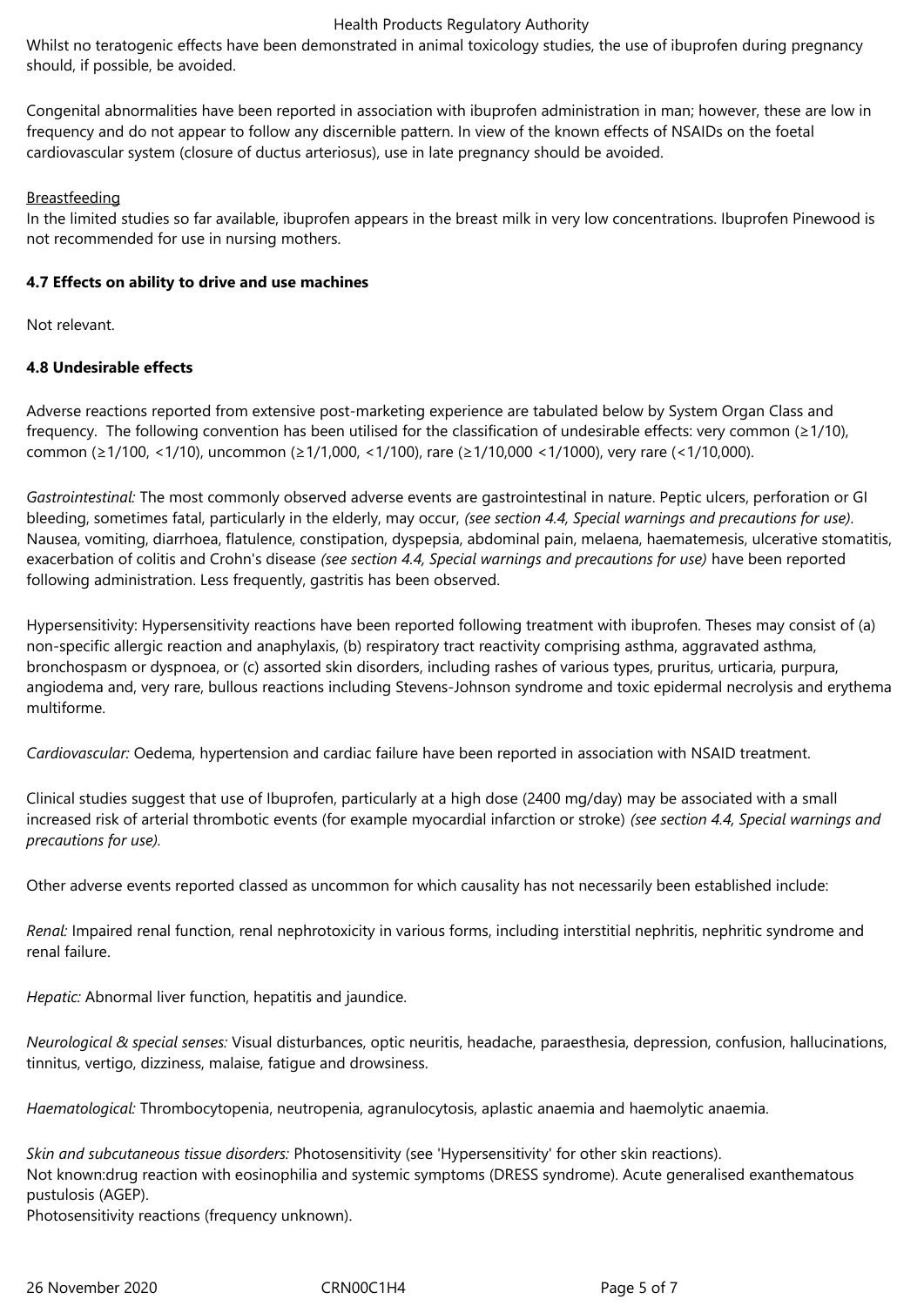Whilst no teratogenic effects have been demonstrated in animal toxicology studies, the use of ibuprofen during pregnancy should, if possible, be avoided.

Congenital abnormalities have been reported in association with ibuprofen administration in man; however, these are low in frequency and do not appear to follow any discernible pattern. In view of the known effects of NSAIDs on the foetal cardiovascular system (closure of ductus arteriosus), use in late pregnancy should be avoided.

Breastfeeding

In the limited studies so far available, ibuprofen appears in the breast milk in very low concentrations. Ibuprofen Pinewood is not recommended for use in nursing mothers.

**4.7 Effects on ability to drive and use machines**

Not relevant.

**4.8 Undesirable effects**

Adverse reactions reported from extensive post-marketing experience are tabulated below by System Organ Class and frequency. The following convention has been utilised for the classification of undesirable effects: very common (≥1/10), common (≥1/100, <1/10), uncommon (≥1/1,000, <1/100), rare (≥1/10,000 <1/1000), very rare (<1/10,000).

*Gastrointestinal:* The most commonly observed adverse events are gastrointestinal in nature. Peptic ulcers, perforation or GI bleeding, sometimes fatal, particularly in the elderly, may occur, *(see section 4.4, Special warnings and precautions for use)*. Nausea, vomiting, diarrhoea, flatulence, constipation, dyspepsia, abdominal pain, melaena, haematemesis, ulcerative stomatitis, exacerbation of colitis and Crohn's disease *(see section 4.4, Special warnings and precautions for use)* have been reported following administration. Less frequently, gastritis has been observed.

Hypersensitivity: Hypersensitivity reactions have been reported following treatment with ibuprofen. Theses may consist of (a) non-specific allergic reaction and anaphylaxis, (b) respiratory tract reactivity comprising asthma, aggravated asthma, bronchospasm or dyspnoea, or (c) assorted skin disorders, including rashes of various types, pruritus, urticaria, purpura, angiodema and, very rare, bullous reactions including Stevens-Johnson syndrome and toxic epidermal necrolysis and erythema multiforme.

*Cardiovascular:* Oedema, hypertension and cardiac failure have been reported in association with NSAID treatment.

Clinical studies suggest that use of Ibuprofen, particularly at a high dose (2400 mg/day) may be associated with a small increased risk of arterial thrombotic events (for example myocardial infarction or stroke) *(see section 4.4, Special warnings and precautions for use).*

Other adverse events reported classed as uncommon for which causality has not necessarily been established include:

*Renal:* Impaired renal function, renal nephrotoxicity in various forms, including interstitial nephritis, nephritic syndrome and renal failure.

*Hepatic:* Abnormal liver function, hepatitis and jaundice.

*Neurological & special senses:* Visual disturbances, optic neuritis, headache, paraesthesia, depression, confusion, hallucinations, tinnitus, vertigo, dizziness, malaise, fatigue and drowsiness.

*Haematological:* Thrombocytopenia, neutropenia, agranulocytosis, aplastic anaemia and haemolytic anaemia.

*Skin and subcutaneous tissue disorders:* Photosensitivity (see 'Hypersensitivity' for other skin reactions).
Not known:drug reaction with eosinophilia and systemic symptoms (DRESS syndrome). Acute generalised exanthematous pustulosis (AGEP).
Photosensitivity reactions (frequency unknown).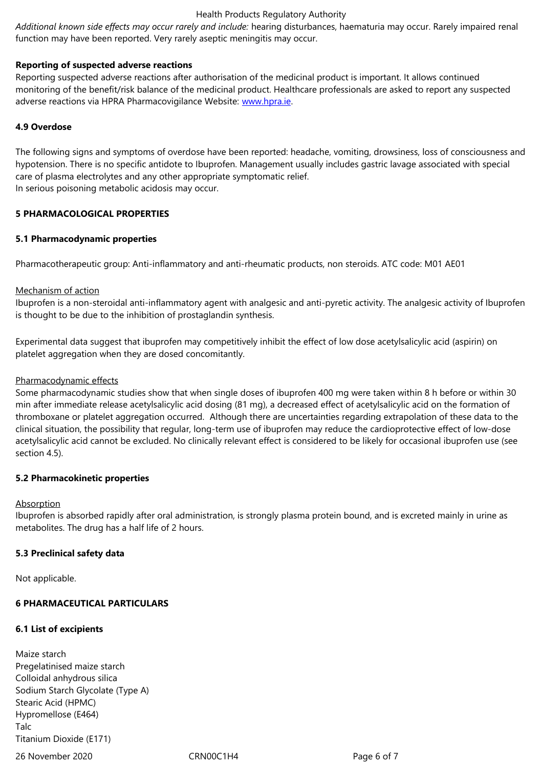*Additional known side effects may occur rarely and include:* hearing disturbances, haematuria may occur. Rarely impaired renal function may have been reported. Very rarely aseptic meningitis may occur.

**Reporting of suspected adverse reactions**

Reporting suspected adverse reactions after authorisation of the medicinal product is important. It allows continued monitoring of the benefit/risk balance of the medicinal product. Healthcare professionals are asked to report any suspected adverse reactions via HPRA Pharmacovigilance Website: www.hpra.ie.

## 4.9 Overdose

The following signs and symptoms of overdose have been reported: headache, vomiting, drowsiness, loss of consciousness and hypotension. There is no specific antidote to Ibuprofen. Management usually includes gastric lavage associated with special care of plasma electrolytes and any other appropriate symptomatic relief.
In serious poisoning metabolic acidosis may occur.

# 5 PHARMACOLOGICAL PROPERTIES

## 5.1 Pharmacodynamic properties

Pharmacotherapeutic group: Anti-inflammatory and anti-rheumatic products, non steroids. ATC code: M01 AE01

Mechanism of action

Ibuprofen is a non-steroidal anti-inflammatory agent with analgesic and anti-pyretic activity. The analgesic activity of Ibuprofen is thought to be due to the inhibition of prostaglandin synthesis.

Experimental data suggest that ibuprofen may competitively inhibit the effect of low dose acetylsalicylic acid (aspirin) on platelet aggregation when they are dosed concomitantly.

Pharmacodynamic effects

Some pharmacodynamic studies show that when single doses of ibuprofen 400 mg were taken within 8 h before or within 30 min after immediate release acetylsalicylic acid dosing (81 mg), a decreased effect of acetylsalicylic acid on the formation of thromboxane or platelet aggregation occurred. Although there are uncertainties regarding extrapolation of these data to the clinical situation, the possibility that regular, long-term use of ibuprofen may reduce the cardioprotective effect of low-dose acetylsalicylic acid cannot be excluded. No clinically relevant effect is considered to be likely for occasional ibuprofen use (see section 4.5).

## 5.2 Pharmacokinetic properties

Absorption

Ibuprofen is absorbed rapidly after oral administration, is strongly plasma protein bound, and is excreted mainly in urine as metabolites. The drug has a half life of 2 hours.

## 5.3 Preclinical safety data

Not applicable.

# 6 PHARMACEUTICAL PARTICULARS

## 6.1 List of excipients

Maize starch
Pregelatinised maize starch
Colloidal anhydrous silica
Sodium Starch Glycolate (Type A)
Stearic Acid (HPMC)
Hypromellose (E464)
Talc
Titanium Dioxide (E171)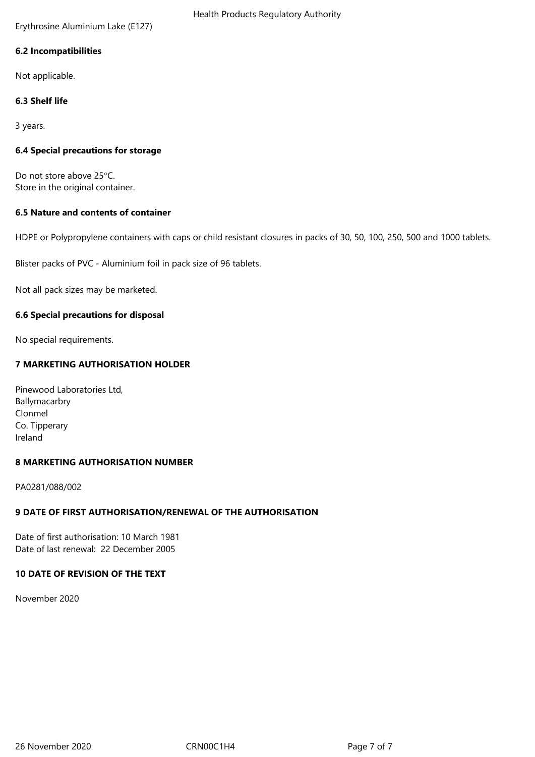Erythrosine Aluminium Lake (E127)

### 6.2 Incompatibilities

Not applicable.

### 6.3 Shelf life

3 years.

### 6.4 Special precautions for storage

Do not store above 25°C.
Store in the original container.

### 6.5 Nature and contents of container

HDPE or Polypropylene containers with caps or child resistant closures in packs of 30, 50, 100, 250, 500 and 1000 tablets.

Blister packs of PVC - Aluminium foil in pack size of 96 tablets.

Not all pack sizes may be marketed.

### 6.6 Special precautions for disposal

No special requirements.

## 7 MARKETING AUTHORISATION HOLDER

Pinewood Laboratories Ltd,
Ballymacarbry
Clonmel
Co. Tipperary
Ireland

## 8 MARKETING AUTHORISATION NUMBER

PA0281/088/002

## 9 DATE OF FIRST AUTHORISATION/RENEWAL OF THE AUTHORISATION

Date of first authorisation: 10 March 1981
Date of last renewal: 22 December 2005

## 10 DATE OF REVISION OF THE TEXT

November 2020